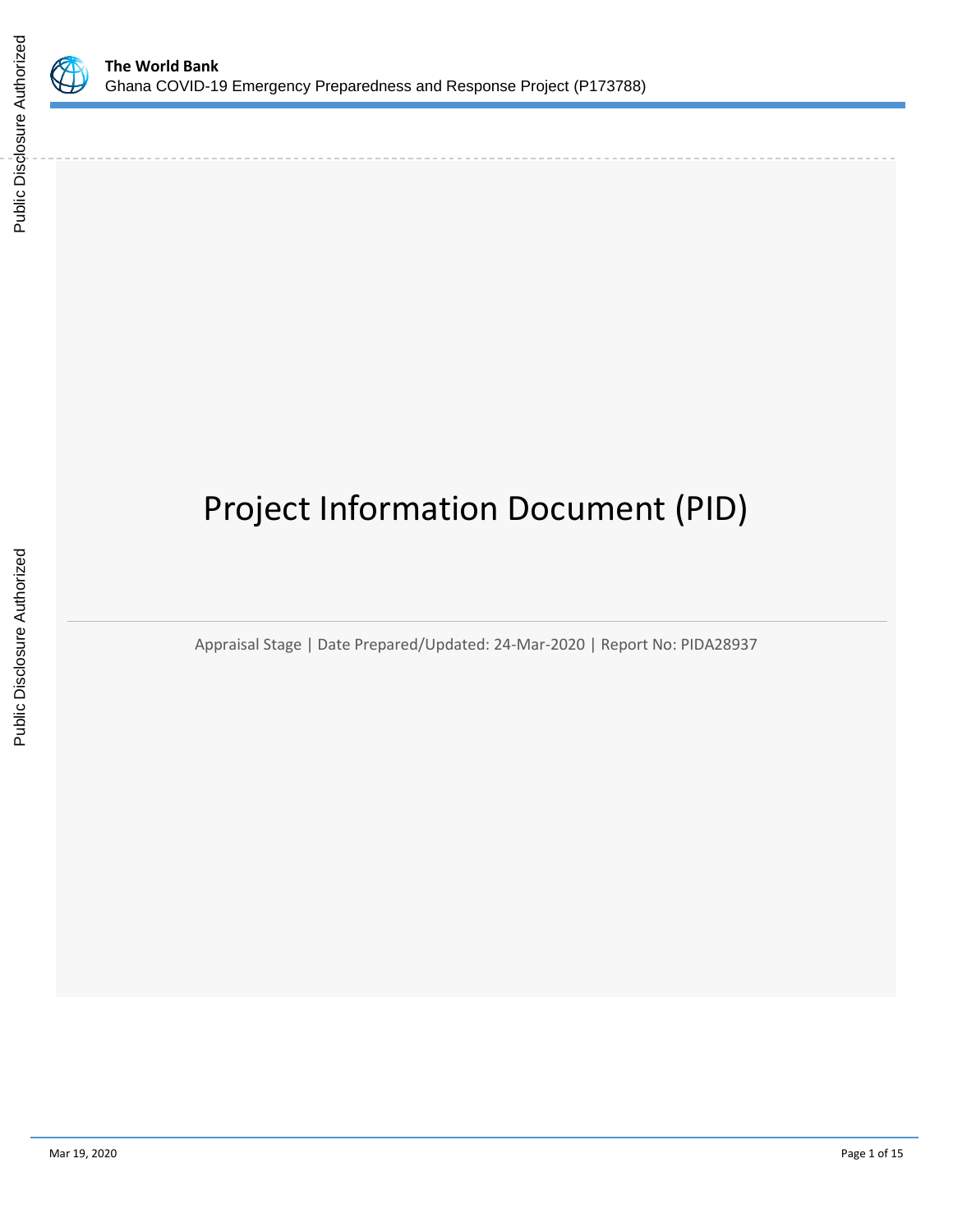**The World Bank**
Ghana COVID-19 Emergency Preparedness and Response Project (P173788)

# Project Information Document (PID)

Appraisal Stage | Date Prepared/Updated: 24-Mar-2020 | Report No: PIDA28937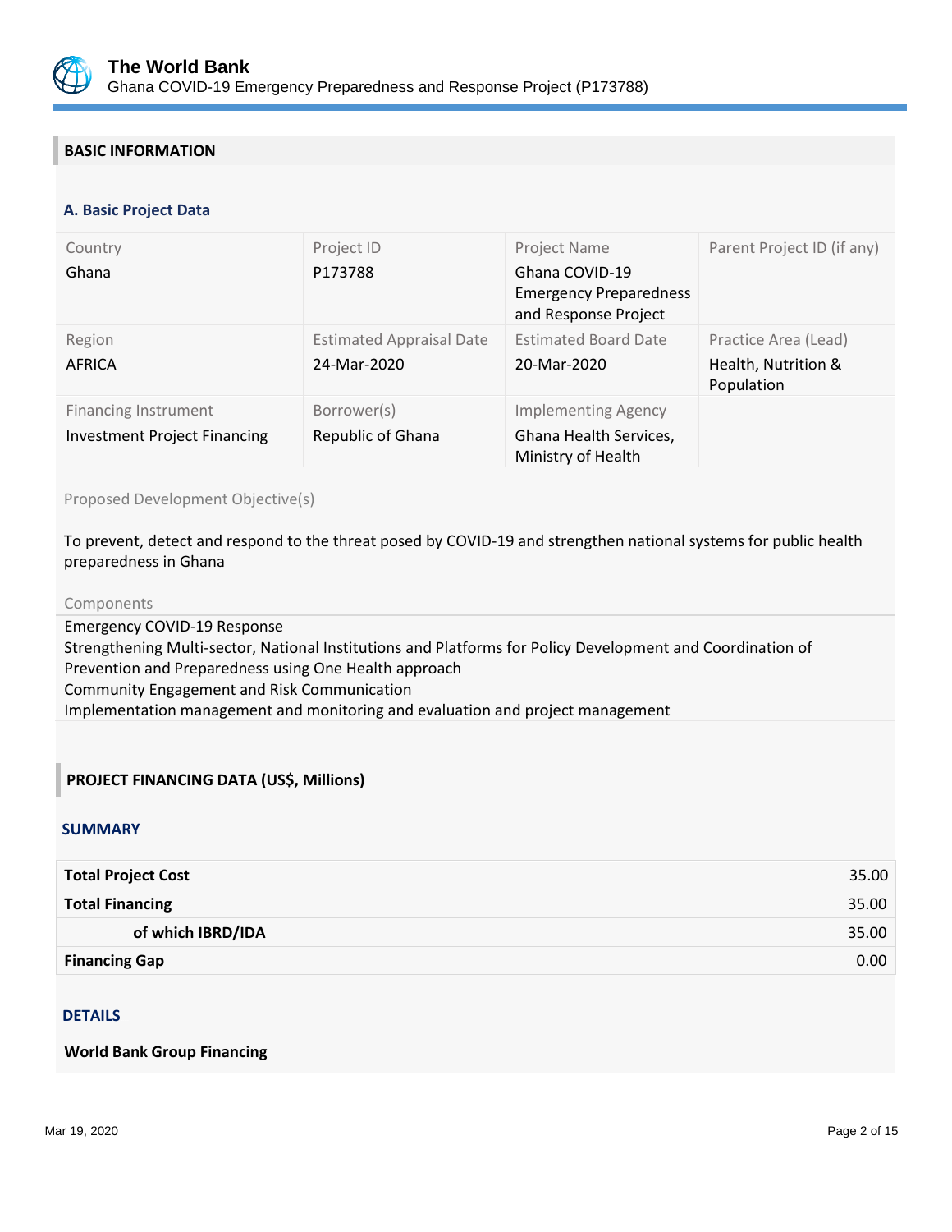## BASIC INFORMATION

### A. Basic Project Data

| Country | Project ID | Project Name | Parent Project ID (if any) |
|---|---|---|---|
| Ghana | P173788 | Ghana COVID-19 Emergency Preparedness and Response Project | |
| **Region** | **Estimated Appraisal Date** | **Estimated Board Date** | **Practice Area (Lead)** |
| AFRICA | 24-Mar-2020 | 20-Mar-2020 | Health, Nutrition & Population |
| **Financing Instrument** | **Borrower(s)** | **Implementing Agency** | |
| Investment Project Financing | Republic of Ghana | Ghana Health Services, Ministry of Health | |

Proposed Development Objective(s)

To prevent, detect and respond to the threat posed by COVID-19 and strengthen national systems for public health preparedness in Ghana

Components

Emergency COVID-19 Response
Strengthening Multi-sector, National Institutions and Platforms for Policy Development and Coordination of Prevention and Preparedness using One Health approach
Community Engagement and Risk Communication
Implementation management and monitoring and evaluation and project management

## PROJECT FINANCING DATA (US$, Millions)

### SUMMARY

| | |
|---|---|
| **Total Project Cost** | 35.00 |
| **Total Financing** | 35.00 |
| **of which IBRD/IDA** | 35.00 |
| **Financing Gap** | 0.00 |

### DETAILS

**World Bank Group Financing**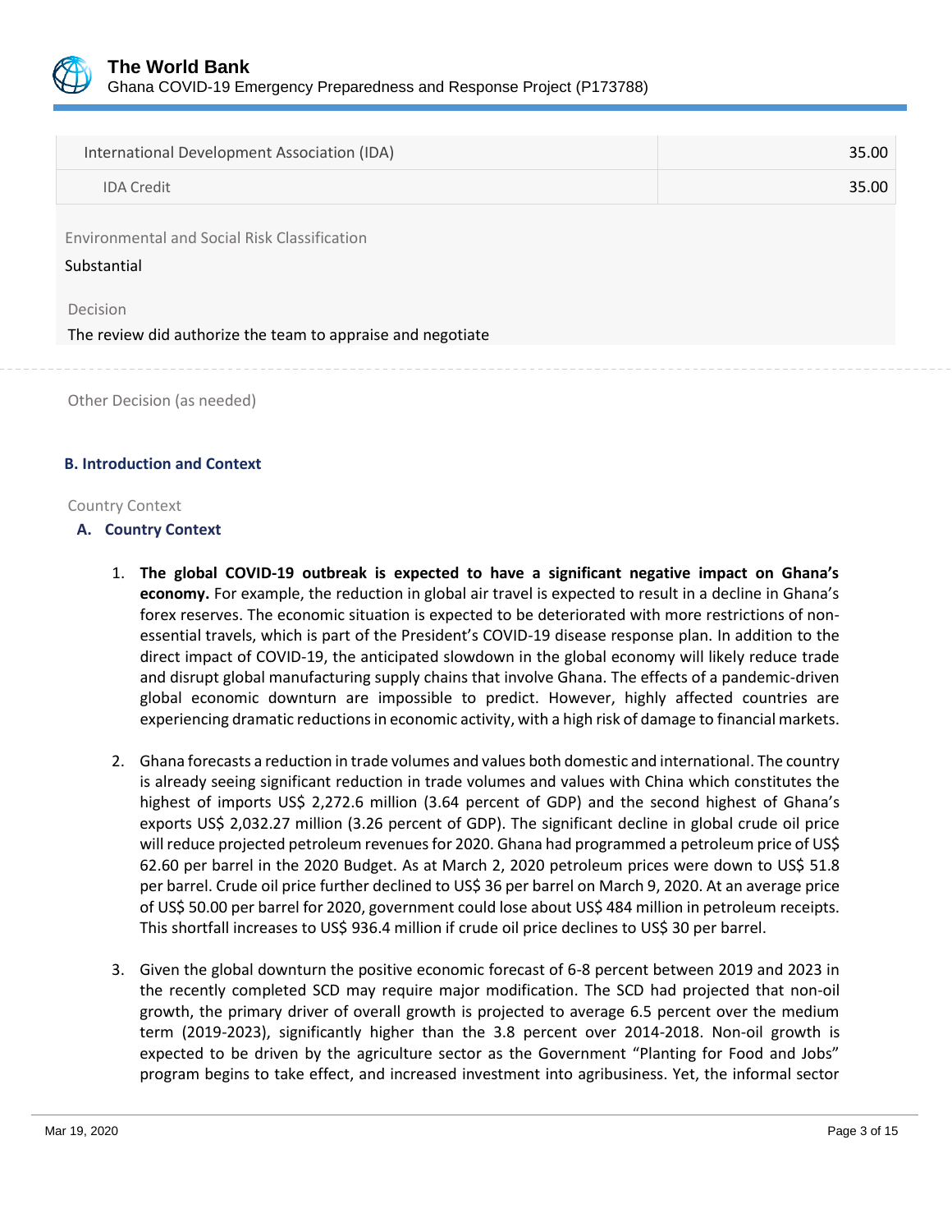| International Development Association (IDA) | 35.00 |
|---|---|
| IDA Credit | 35.00 |

Environmental and Social Risk Classification

Substantial

Decision

The review did authorize the team to appraise and negotiate

Other Decision (as needed)

## B. Introduction and Context

Country Context

### A. Country Context

1. **The global COVID-19 outbreak is expected to have a significant negative impact on Ghana's economy.** For example, the reduction in global air travel is expected to result in a decline in Ghana's forex reserves. The economic situation is expected to be deteriorated with more restrictions of non-essential travels, which is part of the President's COVID-19 disease response plan. In addition to the direct impact of COVID-19, the anticipated slowdown in the global economy will likely reduce trade and disrupt global manufacturing supply chains that involve Ghana. The effects of a pandemic-driven global economic downturn are impossible to predict. However, highly affected countries are experiencing dramatic reductions in economic activity, with a high risk of damage to financial markets.

2. Ghana forecasts a reduction in trade volumes and values both domestic and international. The country is already seeing significant reduction in trade volumes and values with China which constitutes the highest of imports US$ 2,272.6 million (3.64 percent of GDP) and the second highest of Ghana's exports US$ 2,032.27 million (3.26 percent of GDP). The significant decline in global crude oil price will reduce projected petroleum revenues for 2020. Ghana had programmed a petroleum price of US$ 62.60 per barrel in the 2020 Budget. As at March 2, 2020 petroleum prices were down to US$ 51.8 per barrel. Crude oil price further declined to US$ 36 per barrel on March 9, 2020. At an average price of US$ 50.00 per barrel for 2020, government could lose about US$ 484 million in petroleum receipts. This shortfall increases to US$ 936.4 million if crude oil price declines to US$ 30 per barrel.

3. Given the global downturn the positive economic forecast of 6-8 percent between 2019 and 2023 in the recently completed SCD may require major modification. The SCD had projected that non-oil growth, the primary driver of overall growth is projected to average 6.5 percent over the medium term (2019-2023), significantly higher than the 3.8 percent over 2014-2018. Non-oil growth is expected to be driven by the agriculture sector as the Government "Planting for Food and Jobs" program begins to take effect, and increased investment into agribusiness. Yet, the informal sector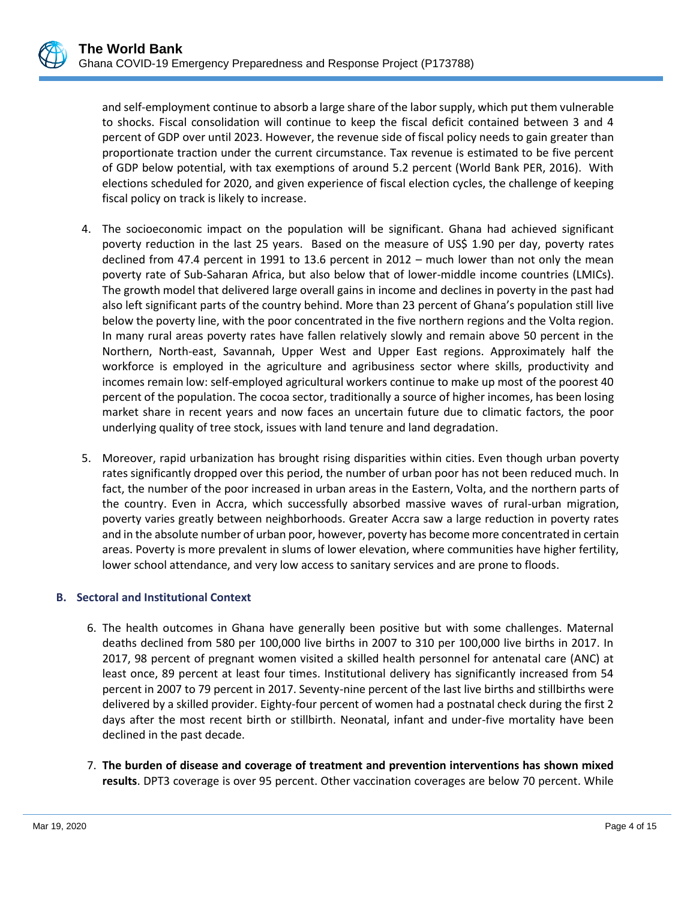and self-employment continue to absorb a large share of the labor supply, which put them vulnerable to shocks. Fiscal consolidation will continue to keep the fiscal deficit contained between 3 and 4 percent of GDP over until 2023. However, the revenue side of fiscal policy needs to gain greater than proportionate traction under the current circumstance. Tax revenue is estimated to be five percent of GDP below potential, with tax exemptions of around 5.2 percent (World Bank PER, 2016). With elections scheduled for 2020, and given experience of fiscal election cycles, the challenge of keeping fiscal policy on track is likely to increase.

4. The socioeconomic impact on the population will be significant. Ghana had achieved significant poverty reduction in the last 25 years. Based on the measure of US$ 1.90 per day, poverty rates declined from 47.4 percent in 1991 to 13.6 percent in 2012 – much lower than not only the mean poverty rate of Sub-Saharan Africa, but also below that of lower-middle income countries (LMICs). The growth model that delivered large overall gains in income and declines in poverty in the past had also left significant parts of the country behind. More than 23 percent of Ghana's population still live below the poverty line, with the poor concentrated in the five northern regions and the Volta region. In many rural areas poverty rates have fallen relatively slowly and remain above 50 percent in the Northern, North-east, Savannah, Upper West and Upper East regions. Approximately half the workforce is employed in the agriculture and agribusiness sector where skills, productivity and incomes remain low: self-employed agricultural workers continue to make up most of the poorest 40 percent of the population. The cocoa sector, traditionally a source of higher incomes, has been losing market share in recent years and now faces an uncertain future due to climatic factors, the poor underlying quality of tree stock, issues with land tenure and land degradation.

5. Moreover, rapid urbanization has brought rising disparities within cities. Even though urban poverty rates significantly dropped over this period, the number of urban poor has not been reduced much. In fact, the number of the poor increased in urban areas in the Eastern, Volta, and the northern parts of the country. Even in Accra, which successfully absorbed massive waves of rural-urban migration, poverty varies greatly between neighborhoods. Greater Accra saw a large reduction in poverty rates and in the absolute number of urban poor, however, poverty has become more concentrated in certain areas. Poverty is more prevalent in slums of lower elevation, where communities have higher fertility, lower school attendance, and very low access to sanitary services and are prone to floods.

### B. Sectoral and Institutional Context

6. The health outcomes in Ghana have generally been positive but with some challenges. Maternal deaths declined from 580 per 100,000 live births in 2007 to 310 per 100,000 live births in 2017. In 2017, 98 percent of pregnant women visited a skilled health personnel for antenatal care (ANC) at least once, 89 percent at least four times. Institutional delivery has significantly increased from 54 percent in 2007 to 79 percent in 2017. Seventy-nine percent of the last live births and stillbirths were delivered by a skilled provider. Eighty-four percent of women had a postnatal check during the first 2 days after the most recent birth or stillbirth. Neonatal, infant and under-five mortality have been declined in the past decade.

7. **The burden of disease and coverage of treatment and prevention interventions has shown mixed results**. DPT3 coverage is over 95 percent. Other vaccination coverages are below 70 percent. While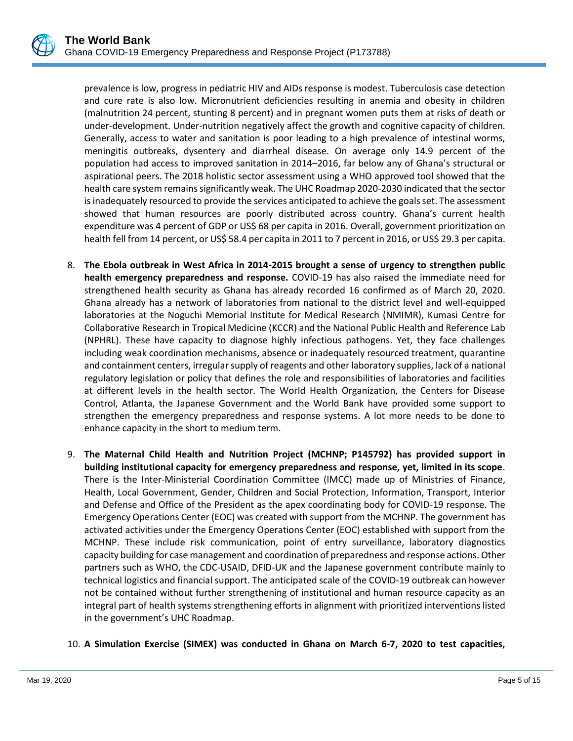prevalence is low, progress in pediatric HIV and AIDs response is modest. Tuberculosis case detection and cure rate is also low. Micronutrient deficiencies resulting in anemia and obesity in children (malnutrition 24 percent, stunting 8 percent) and in pregnant women puts them at risks of death or under-development. Under-nutrition negatively affect the growth and cognitive capacity of children. Generally, access to water and sanitation is poor leading to a high prevalence of intestinal worms, meningitis outbreaks, dysentery and diarrheal disease. On average only 14.9 percent of the population had access to improved sanitation in 2014–2016, far below any of Ghana's structural or aspirational peers. The 2018 holistic sector assessment using a WHO approved tool showed that the health care system remains significantly weak. The UHC Roadmap 2020-2030 indicated that the sector is inadequately resourced to provide the services anticipated to achieve the goals set. The assessment showed that human resources are poorly distributed across country. Ghana's current health expenditure was 4 percent of GDP or US$ 68 per capita in 2016. Overall, government prioritization on health fell from 14 percent, or US$ 58.4 per capita in 2011 to 7 percent in 2016, or US$ 29.3 per capita.

8. **The Ebola outbreak in West Africa in 2014-2015 brought a sense of urgency to strengthen public health emergency preparedness and response.** COVID-19 has also raised the immediate need for strengthened health security as Ghana has already recorded 16 confirmed as of March 20, 2020. Ghana already has a network of laboratories from national to the district level and well-equipped laboratories at the Noguchi Memorial Institute for Medical Research (NMIMR), Kumasi Centre for Collaborative Research in Tropical Medicine (KCCR) and the National Public Health and Reference Lab (NPHRL). These have capacity to diagnose highly infectious pathogens. Yet, they face challenges including weak coordination mechanisms, absence or inadequately resourced treatment, quarantine and containment centers, irregular supply of reagents and other laboratory supplies, lack of a national regulatory legislation or policy that defines the role and responsibilities of laboratories and facilities at different levels in the health sector. The World Health Organization, the Centers for Disease Control, Atlanta, the Japanese Government and the World Bank have provided some support to strengthen the emergency preparedness and response systems. A lot more needs to be done to enhance capacity in the short to medium term.

9. **The Maternal Child Health and Nutrition Project (MCHNP; P145792) has provided support in building institutional capacity for emergency preparedness and response, yet, limited in its scope**. There is the Inter-Ministerial Coordination Committee (IMCC) made up of Ministries of Finance, Health, Local Government, Gender, Children and Social Protection, Information, Transport, Interior and Defense and Office of the President as the apex coordinating body for COVID-19 response. The Emergency Operations Center (EOC) was created with support from the MCHNP. The government has activated activities under the Emergency Operations Center (EOC) established with support from the MCHNP. These include risk communication, point of entry surveillance, laboratory diagnostics capacity building for case management and coordination of preparedness and response actions. Other partners such as WHO, the CDC-USAID, DFID-UK and the Japanese government contribute mainly to technical logistics and financial support. The anticipated scale of the COVID-19 outbreak can however not be contained without further strengthening of institutional and human resource capacity as an integral part of health systems strengthening efforts in alignment with prioritized interventions listed in the government's UHC Roadmap.

10. **A Simulation Exercise (SIMEX) was conducted in Ghana on March 6-7, 2020 to test capacities,**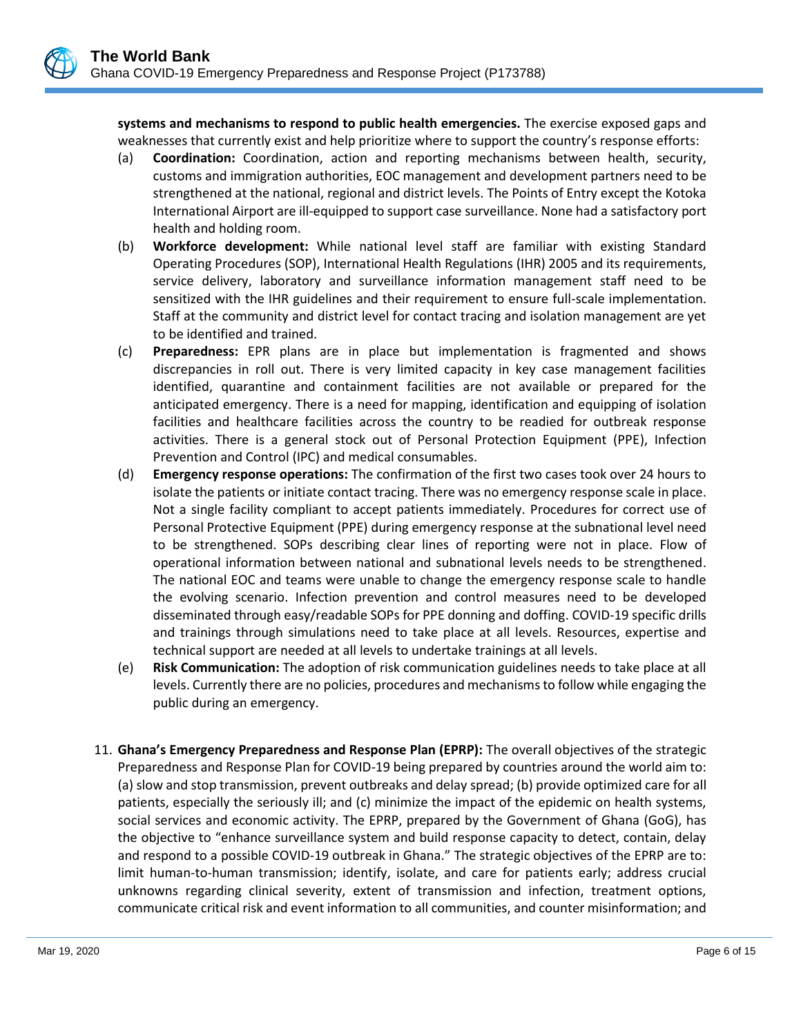**systems and mechanisms to respond to public health emergencies.** The exercise exposed gaps and weaknesses that currently exist and help prioritize where to support the country's response efforts:

(a) **Coordination:** Coordination, action and reporting mechanisms between health, security, customs and immigration authorities, EOC management and development partners need to be strengthened at the national, regional and district levels. The Points of Entry except the Kotoka International Airport are ill-equipped to support case surveillance. None had a satisfactory port health and holding room.

(b) **Workforce development:** While national level staff are familiar with existing Standard Operating Procedures (SOP), International Health Regulations (IHR) 2005 and its requirements, service delivery, laboratory and surveillance information management staff need to be sensitized with the IHR guidelines and their requirement to ensure full-scale implementation. Staff at the community and district level for contact tracing and isolation management are yet to be identified and trained.

(c) **Preparedness:** EPR plans are in place but implementation is fragmented and shows discrepancies in roll out. There is very limited capacity in key case management facilities identified, quarantine and containment facilities are not available or prepared for the anticipated emergency. There is a need for mapping, identification and equipping of isolation facilities and healthcare facilities across the country to be readied for outbreak response activities. There is a general stock out of Personal Protection Equipment (PPE), Infection Prevention and Control (IPC) and medical consumables.

(d) **Emergency response operations:** The confirmation of the first two cases took over 24 hours to isolate the patients or initiate contact tracing. There was no emergency response scale in place. Not a single facility compliant to accept patients immediately. Procedures for correct use of Personal Protective Equipment (PPE) during emergency response at the subnational level need to be strengthened. SOPs describing clear lines of reporting were not in place. Flow of operational information between national and subnational levels needs to be strengthened. The national EOC and teams were unable to change the emergency response scale to handle the evolving scenario. Infection prevention and control measures need to be developed disseminated through easy/readable SOPs for PPE donning and doffing. COVID-19 specific drills and trainings through simulations need to take place at all levels. Resources, expertise and technical support are needed at all levels to undertake trainings at all levels.

(e) **Risk Communication:** The adoption of risk communication guidelines needs to take place at all levels. Currently there are no policies, procedures and mechanisms to follow while engaging the public during an emergency.

11. **Ghana's Emergency Preparedness and Response Plan (EPRP):** The overall objectives of the strategic Preparedness and Response Plan for COVID-19 being prepared by countries around the world aim to: (a) slow and stop transmission, prevent outbreaks and delay spread; (b) provide optimized care for all patients, especially the seriously ill; and (c) minimize the impact of the epidemic on health systems, social services and economic activity. The EPRP, prepared by the Government of Ghana (GoG), has the objective to "enhance surveillance system and build response capacity to detect, contain, delay and respond to a possible COVID-19 outbreak in Ghana." The strategic objectives of the EPRP are to: limit human-to-human transmission; identify, isolate, and care for patients early; address crucial unknowns regarding clinical severity, extent of transmission and infection, treatment options, communicate critical risk and event information to all communities, and counter misinformation; and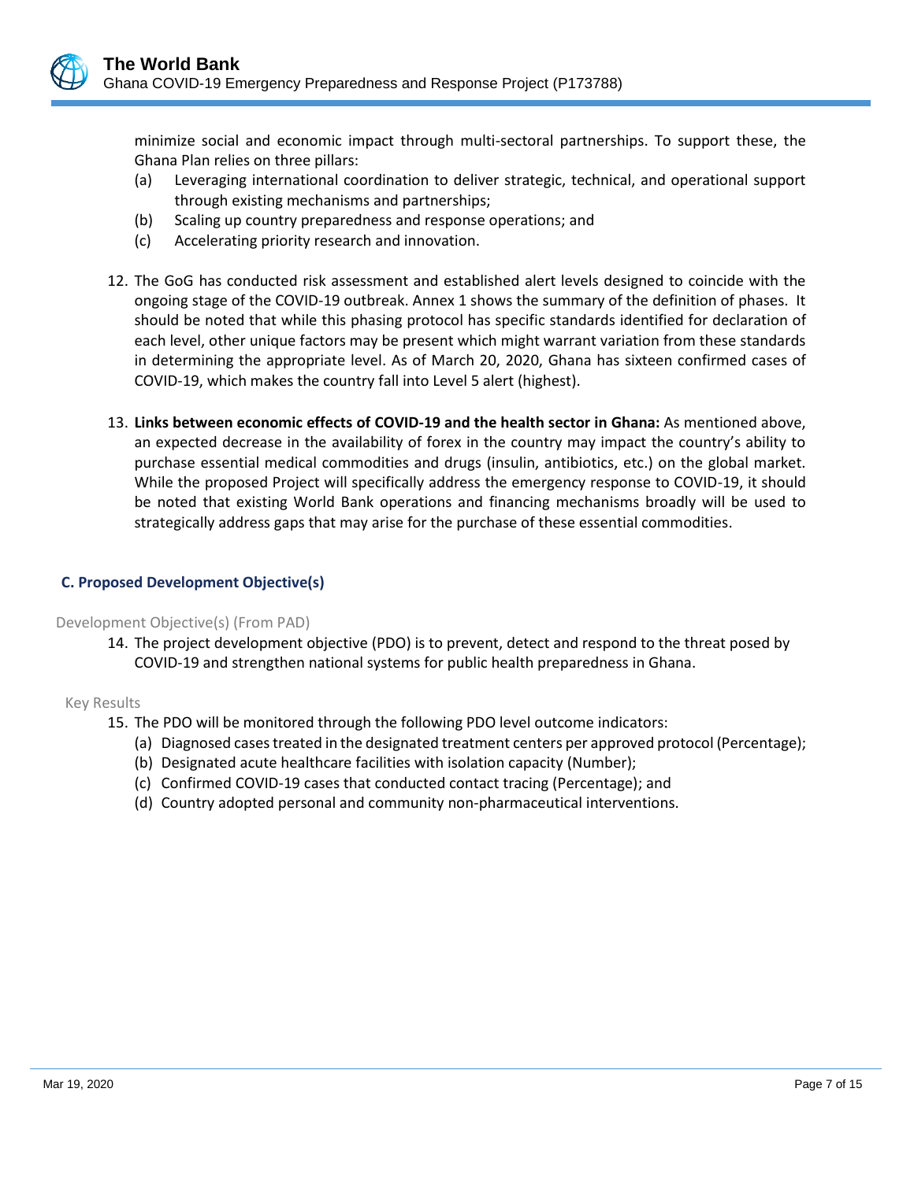minimize social and economic impact through multi-sectoral partnerships. To support these, the Ghana Plan relies on three pillars:

(a) Leveraging international coordination to deliver strategic, technical, and operational support through existing mechanisms and partnerships;

(b) Scaling up country preparedness and response operations; and

(c) Accelerating priority research and innovation.

12. The GoG has conducted risk assessment and established alert levels designed to coincide with the ongoing stage of the COVID-19 outbreak. Annex 1 shows the summary of the definition of phases. It should be noted that while this phasing protocol has specific standards identified for declaration of each level, other unique factors may be present which might warrant variation from these standards in determining the appropriate level. As of March 20, 2020, Ghana has sixteen confirmed cases of COVID-19, which makes the country fall into Level 5 alert (highest).

13. **Links between economic effects of COVID-19 and the health sector in Ghana:** As mentioned above, an expected decrease in the availability of forex in the country may impact the country's ability to purchase essential medical commodities and drugs (insulin, antibiotics, etc.) on the global market. While the proposed Project will specifically address the emergency response to COVID-19, it should be noted that existing World Bank operations and financing mechanisms broadly will be used to strategically address gaps that may arise for the purchase of these essential commodities.

### C. Proposed Development Objective(s)

Development Objective(s) (From PAD)

14. The project development objective (PDO) is to prevent, detect and respond to the threat posed by COVID-19 and strengthen national systems for public health preparedness in Ghana.

Key Results

15. The PDO will be monitored through the following PDO level outcome indicators:
    (a) Diagnosed cases treated in the designated treatment centers per approved protocol (Percentage);
    (b) Designated acute healthcare facilities with isolation capacity (Number);
    (c) Confirmed COVID-19 cases that conducted contact tracing (Percentage); and
    (d) Country adopted personal and community non-pharmaceutical interventions.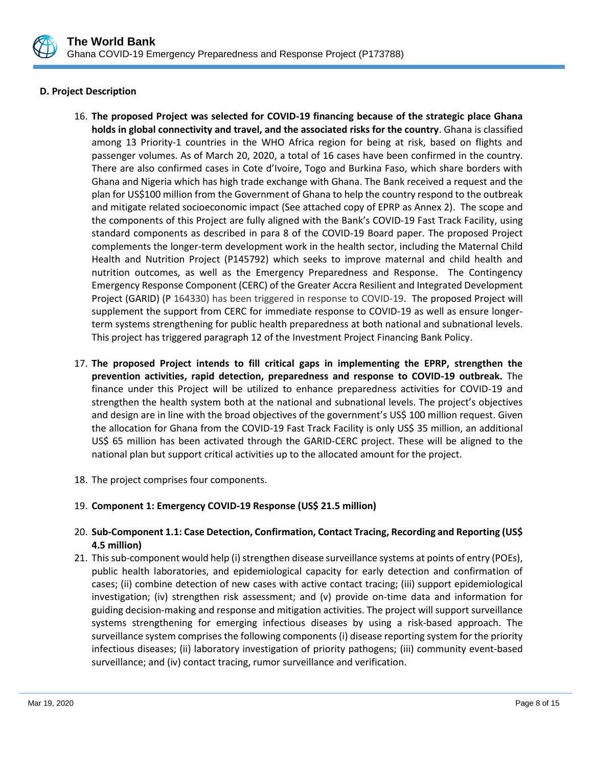### D. Project Description

16. **The proposed Project was selected for COVID-19 financing because of the strategic place Ghana holds in global connectivity and travel, and the associated risks for the country**. Ghana is classified among 13 Priority-1 countries in the WHO Africa region for being at risk, based on flights and passenger volumes. As of March 20, 2020, a total of 16 cases have been confirmed in the country. There are also confirmed cases in Cote d'Ivoire, Togo and Burkina Faso, which share borders with Ghana and Nigeria which has high trade exchange with Ghana. The Bank received a request and the plan for US$100 million from the Government of Ghana to help the country respond to the outbreak and mitigate related socioeconomic impact (See attached copy of EPRP as Annex 2). The scope and the components of this Project are fully aligned with the Bank's COVID-19 Fast Track Facility, using standard components as described in para 8 of the COVID-19 Board paper. The proposed Project complements the longer-term development work in the health sector, including the Maternal Child Health and Nutrition Project (P145792) which seeks to improve maternal and child health and nutrition outcomes, as well as the Emergency Preparedness and Response. The Contingency Emergency Response Component (CERC) of the Greater Accra Resilient and Integrated Development Project (GARID) (P 164330) has been triggered in response to COVID-19. The proposed Project will supplement the support from CERC for immediate response to COVID-19 as well as ensure longer-term systems strengthening for public health preparedness at both national and subnational levels. This project has triggered paragraph 12 of the Investment Project Financing Bank Policy.

17. **The proposed Project intends to fill critical gaps in implementing the EPRP, strengthen the prevention activities, rapid detection, preparedness and response to COVID-19 outbreak.** The finance under this Project will be utilized to enhance preparedness activities for COVID-19 and strengthen the health system both at the national and subnational levels. The project's objectives and design are in line with the broad objectives of the government's US$ 100 million request. Given the allocation for Ghana from the COVID-19 Fast Track Facility is only US$ 35 million, an additional US$ 65 million has been activated through the GARID-CERC project. These will be aligned to the national plan but support critical activities up to the allocated amount for the project.

18. The project comprises four components.

19. **Component 1: Emergency COVID-19 Response (US$ 21.5 million)**

20. **Sub-Component 1.1: Case Detection, Confirmation, Contact Tracing, Recording and Reporting (US$ 4.5 million)**

21. This sub-component would help (i) strengthen disease surveillance systems at points of entry (POEs), public health laboratories, and epidemiological capacity for early detection and confirmation of cases; (ii) combine detection of new cases with active contact tracing; (iii) support epidemiological investigation; (iv) strengthen risk assessment; and (v) provide on-time data and information for guiding decision-making and response and mitigation activities. The project will support surveillance systems strengthening for emerging infectious diseases by using a risk-based approach. The surveillance system comprises the following components (i) disease reporting system for the priority infectious diseases; (ii) laboratory investigation of priority pathogens; (iii) community event-based surveillance; and (iv) contact tracing, rumor surveillance and verification.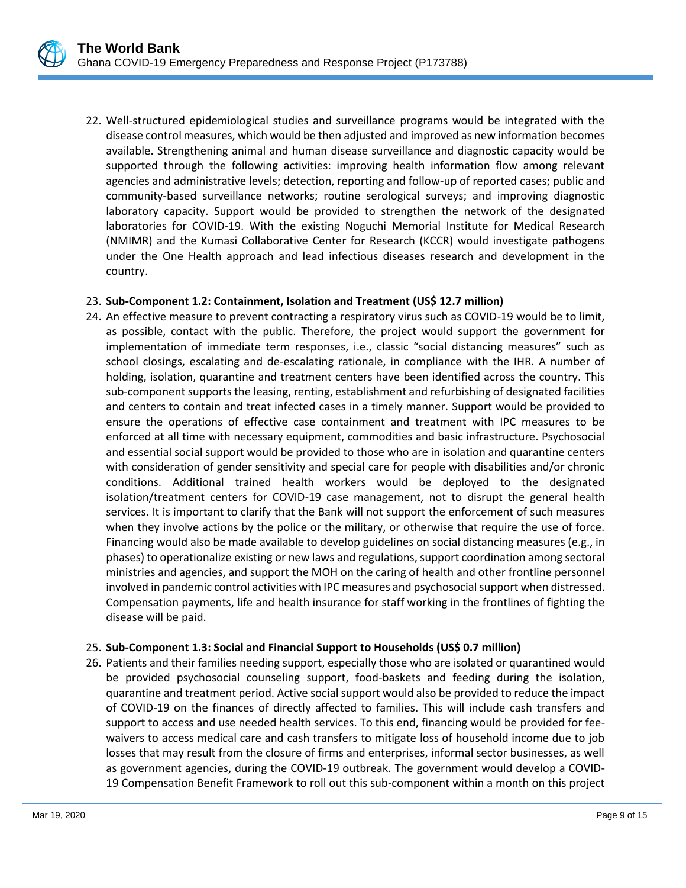22. Well-structured epidemiological studies and surveillance programs would be integrated with the disease control measures, which would be then adjusted and improved as new information becomes available. Strengthening animal and human disease surveillance and diagnostic capacity would be supported through the following activities: improving health information flow among relevant agencies and administrative levels; detection, reporting and follow-up of reported cases; public and community-based surveillance networks; routine serological surveys; and improving diagnostic laboratory capacity. Support would be provided to strengthen the network of the designated laboratories for COVID-19. With the existing Noguchi Memorial Institute for Medical Research (NMIMR) and the Kumasi Collaborative Center for Research (KCCR) would investigate pathogens under the One Health approach and lead infectious diseases research and development in the country.

23. **Sub-Component 1.2: Containment, Isolation and Treatment (US$ 12.7 million)**

24. An effective measure to prevent contracting a respiratory virus such as COVID-19 would be to limit, as possible, contact with the public. Therefore, the project would support the government for implementation of immediate term responses, i.e., classic "social distancing measures" such as school closings, escalating and de-escalating rationale, in compliance with the IHR. A number of holding, isolation, quarantine and treatment centers have been identified across the country. This sub-component supports the leasing, renting, establishment and refurbishing of designated facilities and centers to contain and treat infected cases in a timely manner. Support would be provided to ensure the operations of effective case containment and treatment with IPC measures to be enforced at all time with necessary equipment, commodities and basic infrastructure. Psychosocial and essential social support would be provided to those who are in isolation and quarantine centers with consideration of gender sensitivity and special care for people with disabilities and/or chronic conditions. Additional trained health workers would be deployed to the designated isolation/treatment centers for COVID-19 case management, not to disrupt the general health services. It is important to clarify that the Bank will not support the enforcement of such measures when they involve actions by the police or the military, or otherwise that require the use of force. Financing would also be made available to develop guidelines on social distancing measures (e.g., in phases) to operationalize existing or new laws and regulations, support coordination among sectoral ministries and agencies, and support the MOH on the caring of health and other frontline personnel involved in pandemic control activities with IPC measures and psychosocial support when distressed. Compensation payments, life and health insurance for staff working in the frontlines of fighting the disease will be paid.

25. **Sub-Component 1.3: Social and Financial Support to Households (US$ 0.7 million)**

26. Patients and their families needing support, especially those who are isolated or quarantined would be provided psychosocial counseling support, food-baskets and feeding during the isolation, quarantine and treatment period. Active social support would also be provided to reduce the impact of COVID-19 on the finances of directly affected to families. This will include cash transfers and support to access and use needed health services. To this end, financing would be provided for fee-waivers to access medical care and cash transfers to mitigate loss of household income due to job losses that may result from the closure of firms and enterprises, informal sector businesses, as well as government agencies, during the COVID-19 outbreak. The government would develop a COVID-19 Compensation Benefit Framework to roll out this sub-component within a month on this project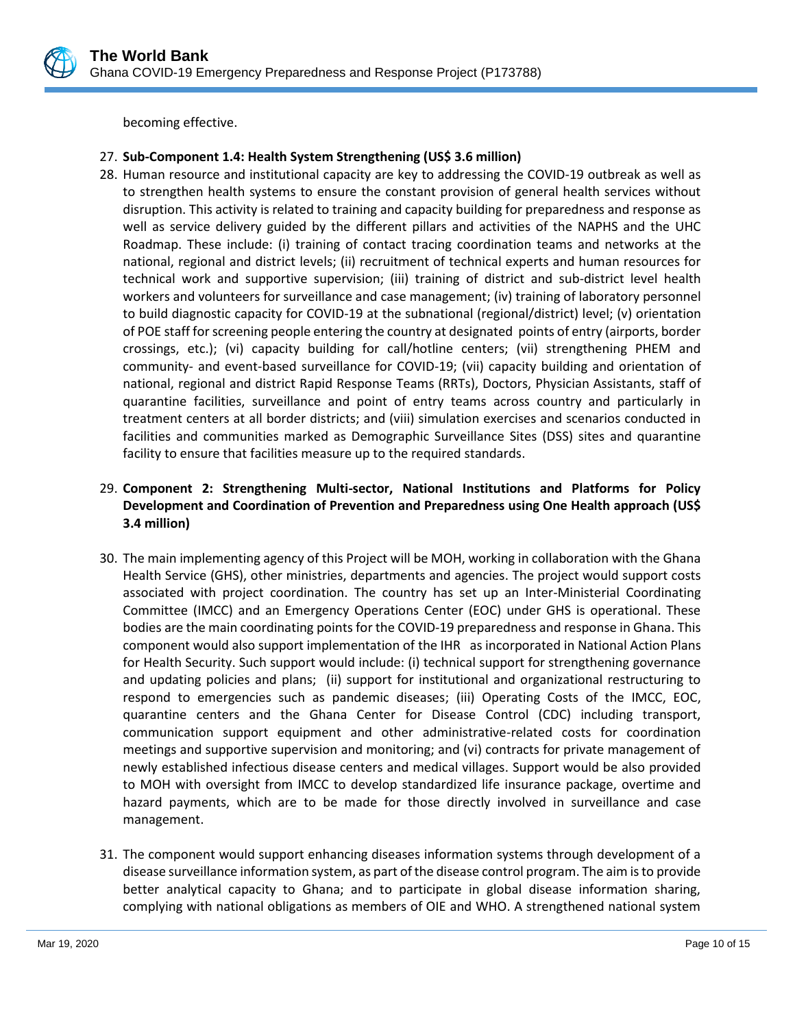becoming effective.

27. **Sub-Component 1.4: Health System Strengthening (US$ 3.6 million)**

28. Human resource and institutional capacity are key to addressing the COVID-19 outbreak as well as to strengthen health systems to ensure the constant provision of general health services without disruption. This activity is related to training and capacity building for preparedness and response as well as service delivery guided by the different pillars and activities of the NAPHS and the UHC Roadmap. These include: (i) training of contact tracing coordination teams and networks at the national, regional and district levels; (ii) recruitment of technical experts and human resources for technical work and supportive supervision; (iii) training of district and sub-district level health workers and volunteers for surveillance and case management; (iv) training of laboratory personnel to build diagnostic capacity for COVID-19 at the subnational (regional/district) level; (v) orientation of POE staff for screening people entering the country at designated points of entry (airports, border crossings, etc.); (vi) capacity building for call/hotline centers; (vii) strengthening PHEM and community- and event-based surveillance for COVID-19; (vii) capacity building and orientation of national, regional and district Rapid Response Teams (RRTs), Doctors, Physician Assistants, staff of quarantine facilities, surveillance and point of entry teams across country and particularly in treatment centers at all border districts; and (viii) simulation exercises and scenarios conducted in facilities and communities marked as Demographic Surveillance Sites (DSS) sites and quarantine facility to ensure that facilities measure up to the required standards.

29. **Component 2: Strengthening Multi-sector, National Institutions and Platforms for Policy Development and Coordination of Prevention and Preparedness using One Health approach (US$ 3.4 million)**

30. The main implementing agency of this Project will be MOH, working in collaboration with the Ghana Health Service (GHS), other ministries, departments and agencies. The project would support costs associated with project coordination. The country has set up an Inter-Ministerial Coordinating Committee (IMCC) and an Emergency Operations Center (EOC) under GHS is operational. These bodies are the main coordinating points for the COVID-19 preparedness and response in Ghana. This component would also support implementation of the IHR as incorporated in National Action Plans for Health Security. Such support would include: (i) technical support for strengthening governance and updating policies and plans; (ii) support for institutional and organizational restructuring to respond to emergencies such as pandemic diseases; (iii) Operating Costs of the IMCC, EOC, quarantine centers and the Ghana Center for Disease Control (CDC) including transport, communication support equipment and other administrative-related costs for coordination meetings and supportive supervision and monitoring; and (vi) contracts for private management of newly established infectious disease centers and medical villages. Support would be also provided to MOH with oversight from IMCC to develop standardized life insurance package, overtime and hazard payments, which are to be made for those directly involved in surveillance and case management.

31. The component would support enhancing diseases information systems through development of a disease surveillance information system, as part of the disease control program. The aim is to provide better analytical capacity to Ghana; and to participate in global disease information sharing, complying with national obligations as members of OIE and WHO. A strengthened national system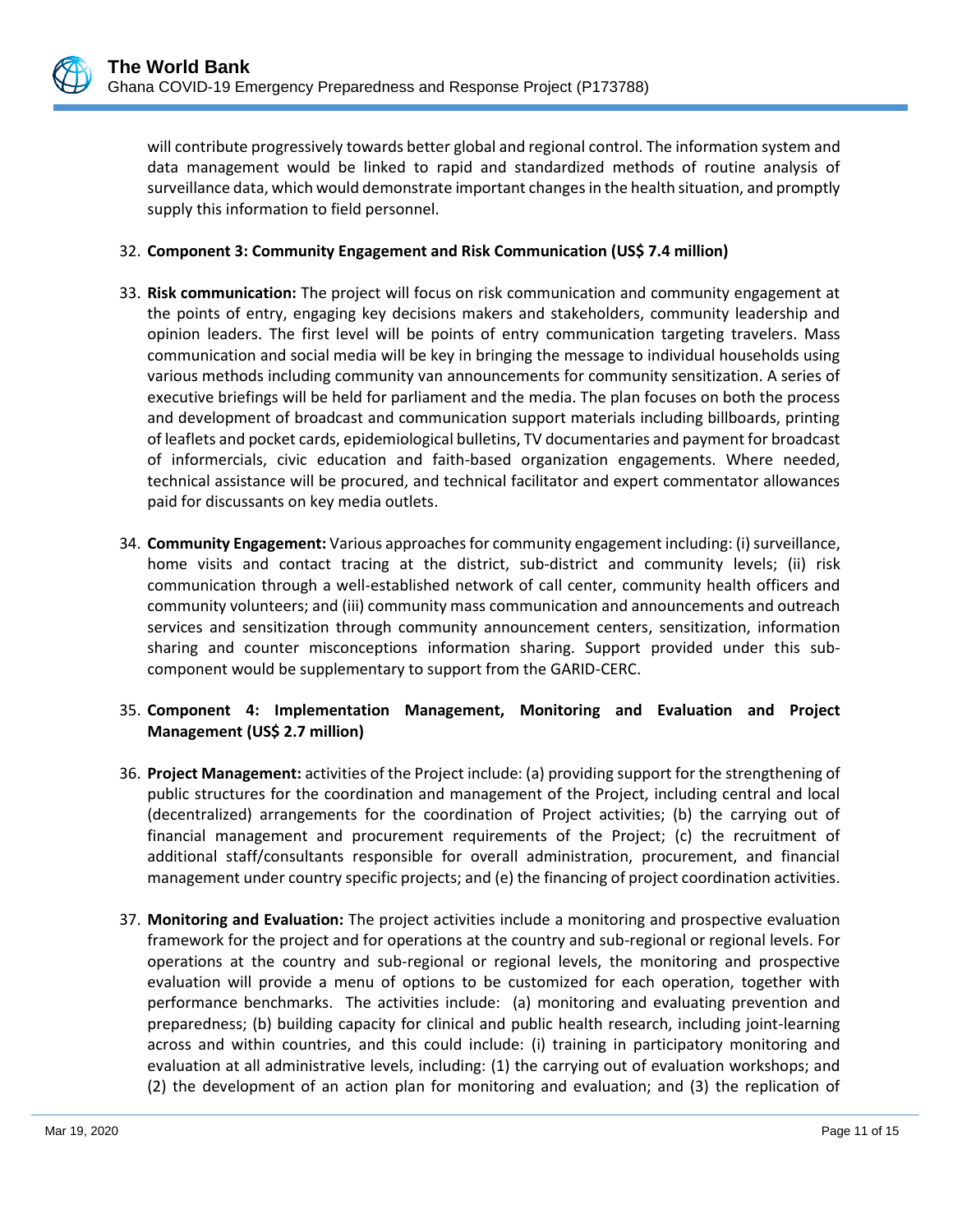will contribute progressively towards better global and regional control. The information system and data management would be linked to rapid and standardized methods of routine analysis of surveillance data, which would demonstrate important changes in the health situation, and promptly supply this information to field personnel.

32. **Component 3: Community Engagement and Risk Communication (US$ 7.4 million)**

33. **Risk communication:** The project will focus on risk communication and community engagement at the points of entry, engaging key decisions makers and stakeholders, community leadership and opinion leaders. The first level will be points of entry communication targeting travelers. Mass communication and social media will be key in bringing the message to individual households using various methods including community van announcements for community sensitization. A series of executive briefings will be held for parliament and the media. The plan focuses on both the process and development of broadcast and communication support materials including billboards, printing of leaflets and pocket cards, epidemiological bulletins, TV documentaries and payment for broadcast of informercials, civic education and faith-based organization engagements. Where needed, technical assistance will be procured, and technical facilitator and expert commentator allowances paid for discussants on key media outlets.

34. **Community Engagement:** Various approaches for community engagement including: (i) surveillance, home visits and contact tracing at the district, sub-district and community levels; (ii) risk communication through a well-established network of call center, community health officers and community volunteers; and (iii) community mass communication and announcements and outreach services and sensitization through community announcement centers, sensitization, information sharing and counter misconceptions information sharing. Support provided under this sub-component would be supplementary to support from the GARID-CERC.

35. **Component 4: Implementation Management, Monitoring and Evaluation and Project Management (US$ 2.7 million)**

36. **Project Management:** activities of the Project include: (a) providing support for the strengthening of public structures for the coordination and management of the Project, including central and local (decentralized) arrangements for the coordination of Project activities; (b) the carrying out of financial management and procurement requirements of the Project; (c) the recruitment of additional staff/consultants responsible for overall administration, procurement, and financial management under country specific projects; and (e) the financing of project coordination activities.

37. **Monitoring and Evaluation:** The project activities include a monitoring and prospective evaluation framework for the project and for operations at the country and sub-regional or regional levels. For operations at the country and sub-regional or regional levels, the monitoring and prospective evaluation will provide a menu of options to be customized for each operation, together with performance benchmarks. The activities include: (a) monitoring and evaluating prevention and preparedness; (b) building capacity for clinical and public health research, including joint-learning across and within countries, and this could include: (i) training in participatory monitoring and evaluation at all administrative levels, including: (1) the carrying out of evaluation workshops; and (2) the development of an action plan for monitoring and evaluation; and (3) the replication of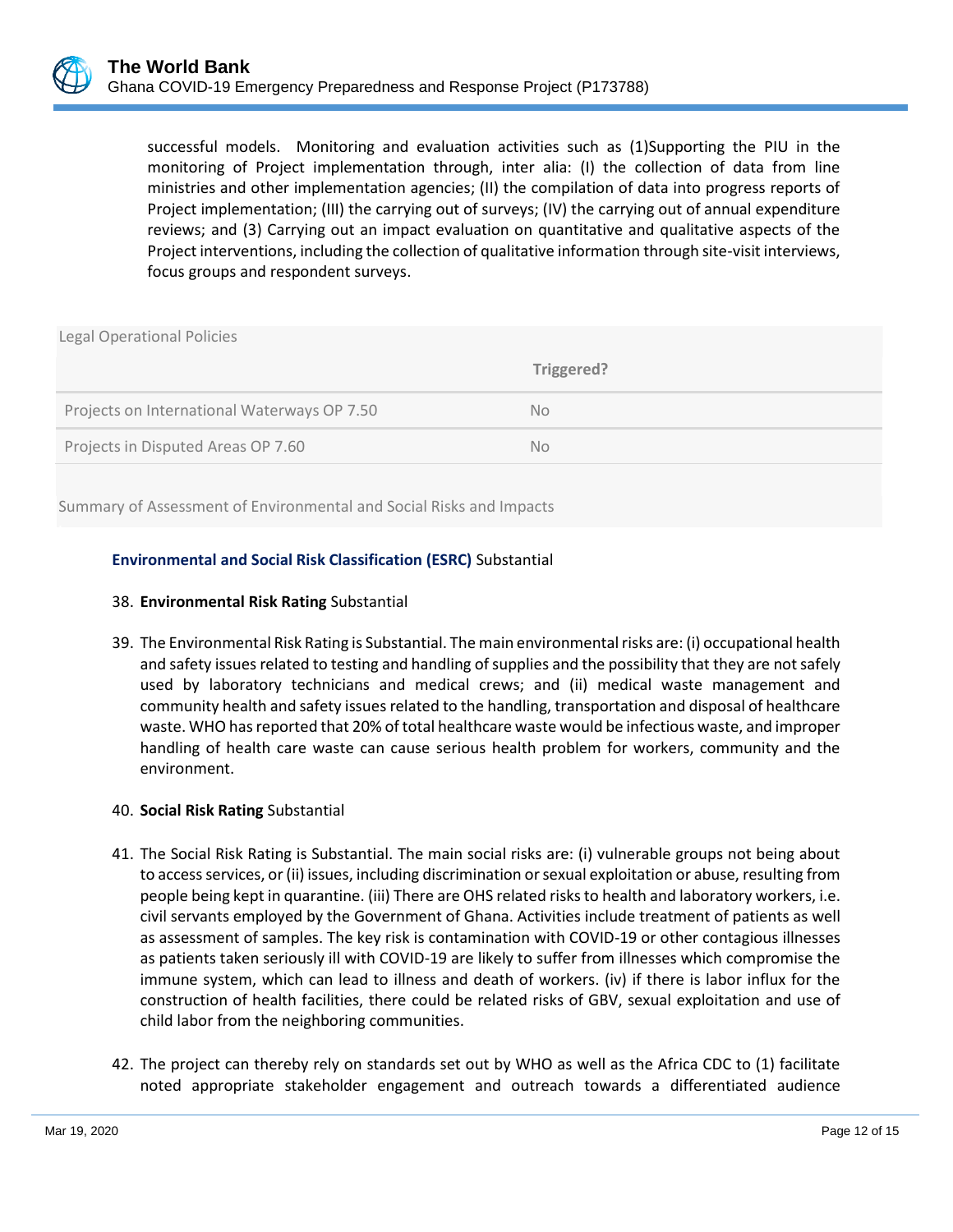successful models. Monitoring and evaluation activities such as (1)Supporting the PIU in the monitoring of Project implementation through, inter alia: (I) the collection of data from line ministries and other implementation agencies; (II) the compilation of data into progress reports of Project implementation; (III) the carrying out of surveys; (IV) the carrying out of annual expenditure reviews; and (3) Carrying out an impact evaluation on quantitative and qualitative aspects of the Project interventions, including the collection of qualitative information through site-visit interviews, focus groups and respondent surveys.

Legal Operational Policies

| | Triggered? |
|---|---|
| Projects on International Waterways OP 7.50 | No |
| Projects in Disputed Areas OP 7.60 | No |

Summary of Assessment of Environmental and Social Risks and Impacts

**Environmental and Social Risk Classification (ESRC)** Substantial

38. **Environmental Risk Rating** Substantial

39. The Environmental Risk Rating is Substantial. The main environmental risks are: (i) occupational health and safety issues related to testing and handling of supplies and the possibility that they are not safely used by laboratory technicians and medical crews; and (ii) medical waste management and community health and safety issues related to the handling, transportation and disposal of healthcare waste. WHO has reported that 20% of total healthcare waste would be infectious waste, and improper handling of health care waste can cause serious health problem for workers, community and the environment.

40. **Social Risk Rating** Substantial

41. The Social Risk Rating is Substantial. The main social risks are: (i) vulnerable groups not being about to access services, or (ii) issues, including discrimination or sexual exploitation or abuse, resulting from people being kept in quarantine. (iii) There are OHS related risks to health and laboratory workers, i.e. civil servants employed by the Government of Ghana. Activities include treatment of patients as well as assessment of samples. The key risk is contamination with COVID-19 or other contagious illnesses as patients taken seriously ill with COVID-19 are likely to suffer from illnesses which compromise the immune system, which can lead to illness and death of workers. (iv) if there is labor influx for the construction of health facilities, there could be related risks of GBV, sexual exploitation and use of child labor from the neighboring communities.

42. The project can thereby rely on standards set out by WHO as well as the Africa CDC to (1) facilitate noted appropriate stakeholder engagement and outreach towards a differentiated audience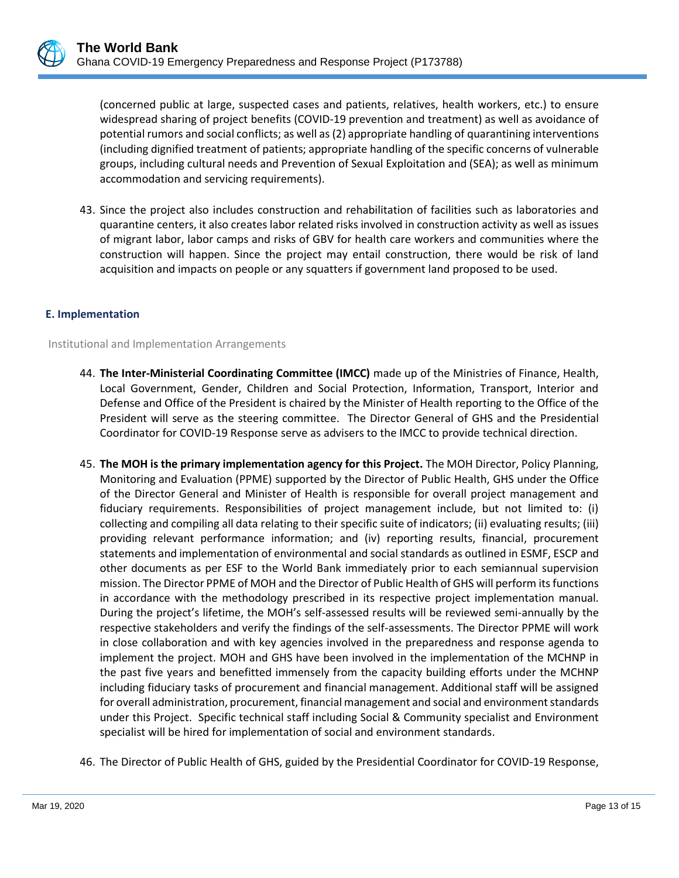(concerned public at large, suspected cases and patients, relatives, health workers, etc.) to ensure widespread sharing of project benefits (COVID-19 prevention and treatment) as well as avoidance of potential rumors and social conflicts; as well as (2) appropriate handling of quarantining interventions (including dignified treatment of patients; appropriate handling of the specific concerns of vulnerable groups, including cultural needs and Prevention of Sexual Exploitation and (SEA); as well as minimum accommodation and servicing requirements).

43. Since the project also includes construction and rehabilitation of facilities such as laboratories and quarantine centers, it also creates labor related risks involved in construction activity as well as issues of migrant labor, labor camps and risks of GBV for health care workers and communities where the construction will happen. Since the project may entail construction, there would be risk of land acquisition and impacts on people or any squatters if government land proposed to be used.

## E. Implementation

Institutional and Implementation Arrangements

44. **The Inter-Ministerial Coordinating Committee (IMCC)** made up of the Ministries of Finance, Health, Local Government, Gender, Children and Social Protection, Information, Transport, Interior and Defense and Office of the President is chaired by the Minister of Health reporting to the Office of the President will serve as the steering committee. The Director General of GHS and the Presidential Coordinator for COVID-19 Response serve as advisers to the IMCC to provide technical direction.

45. **The MOH is the primary implementation agency for this Project.** The MOH Director, Policy Planning, Monitoring and Evaluation (PPME) supported by the Director of Public Health, GHS under the Office of the Director General and Minister of Health is responsible for overall project management and fiduciary requirements. Responsibilities of project management include, but not limited to: (i) collecting and compiling all data relating to their specific suite of indicators; (ii) evaluating results; (iii) providing relevant performance information; and (iv) reporting results, financial, procurement statements and implementation of environmental and social standards as outlined in ESMF, ESCP and other documents as per ESF to the World Bank immediately prior to each semiannual supervision mission. The Director PPME of MOH and the Director of Public Health of GHS will perform its functions in accordance with the methodology prescribed in its respective project implementation manual. During the project's lifetime, the MOH's self-assessed results will be reviewed semi-annually by the respective stakeholders and verify the findings of the self-assessments. The Director PPME will work in close collaboration and with key agencies involved in the preparedness and response agenda to implement the project. MOH and GHS have been involved in the implementation of the MCHNP in the past five years and benefitted immensely from the capacity building efforts under the MCHNP including fiduciary tasks of procurement and financial management. Additional staff will be assigned for overall administration, procurement, financial management and social and environment standards under this Project. Specific technical staff including Social & Community specialist and Environment specialist will be hired for implementation of social and environment standards.

46. The Director of Public Health of GHS, guided by the Presidential Coordinator for COVID-19 Response,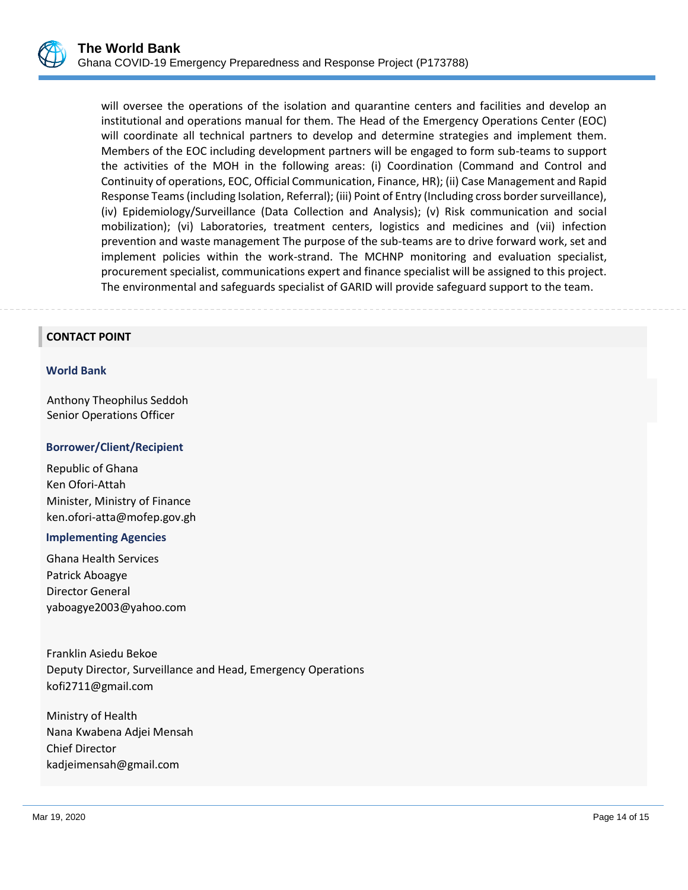will oversee the operations of the isolation and quarantine centers and facilities and develop an institutional and operations manual for them. The Head of the Emergency Operations Center (EOC) will coordinate all technical partners to develop and determine strategies and implement them. Members of the EOC including development partners will be engaged to form sub-teams to support the activities of the MOH in the following areas: (i) Coordination (Command and Control and Continuity of operations, EOC, Official Communication, Finance, HR); (ii) Case Management and Rapid Response Teams (including Isolation, Referral); (iii) Point of Entry (Including cross border surveillance), (iv) Epidemiology/Surveillance (Data Collection and Analysis); (v) Risk communication and social mobilization); (vi) Laboratories, treatment centers, logistics and medicines and (vii) infection prevention and waste management The purpose of the sub-teams are to drive forward work, set and implement policies within the work-strand. The MCHNP monitoring and evaluation specialist, procurement specialist, communications expert and finance specialist will be assigned to this project. The environmental and safeguards specialist of GARID will provide safeguard support to the team.

## CONTACT POINT

### World Bank

Anthony Theophilus Seddoh
Senior Operations Officer

### Borrower/Client/Recipient

Republic of Ghana
Ken Ofori-Attah
Minister, Ministry of Finance
ken.ofori-atta@mofep.gov.gh

### Implementing Agencies

Ghana Health Services
Patrick Aboagye
Director General
yaboagye2003@yahoo.com

Franklin Asiedu Bekoe
Deputy Director, Surveillance and Head, Emergency Operations
kofi2711@gmail.com

Ministry of Health
Nana Kwabena Adjei Mensah
Chief Director
kadjeimensah@gmail.com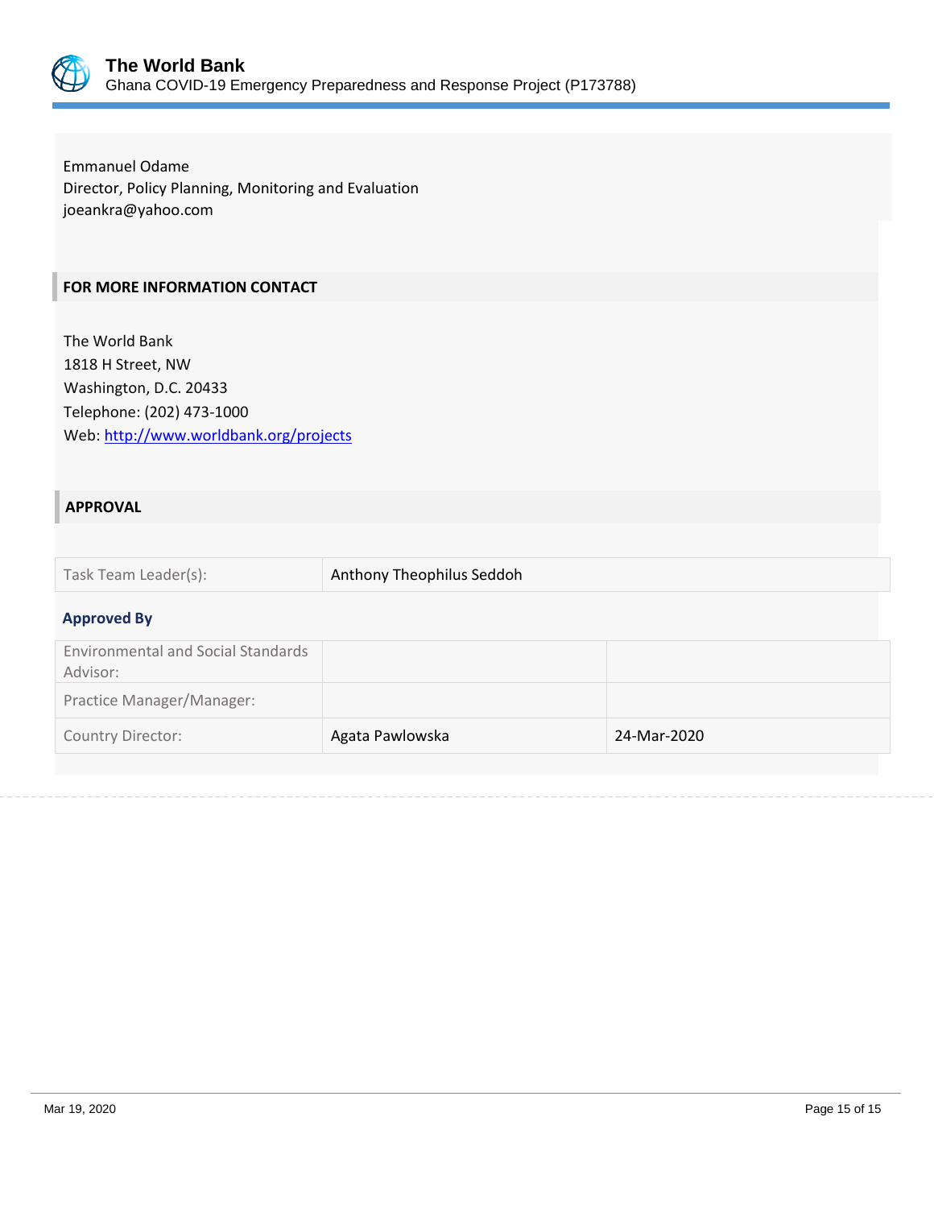Emmanuel Odame
Director, Policy Planning, Monitoring and Evaluation
joeankra@yahoo.com

## FOR MORE INFORMATION CONTACT

The World Bank
1818 H Street, NW
Washington, D.C. 20433
Telephone: (202) 473-1000
Web: http://www.worldbank.org/projects

## APPROVAL

| | |
|---|---|
| Task Team Leader(s): | Anthony Theophilus Seddoh |

### Approved By

| | | |
|---|---|---|
| Environmental and Social Standards Advisor: | | |
| Practice Manager/Manager: | | |
| Country Director: | Agata Pawlowska | 24-Mar-2020 |